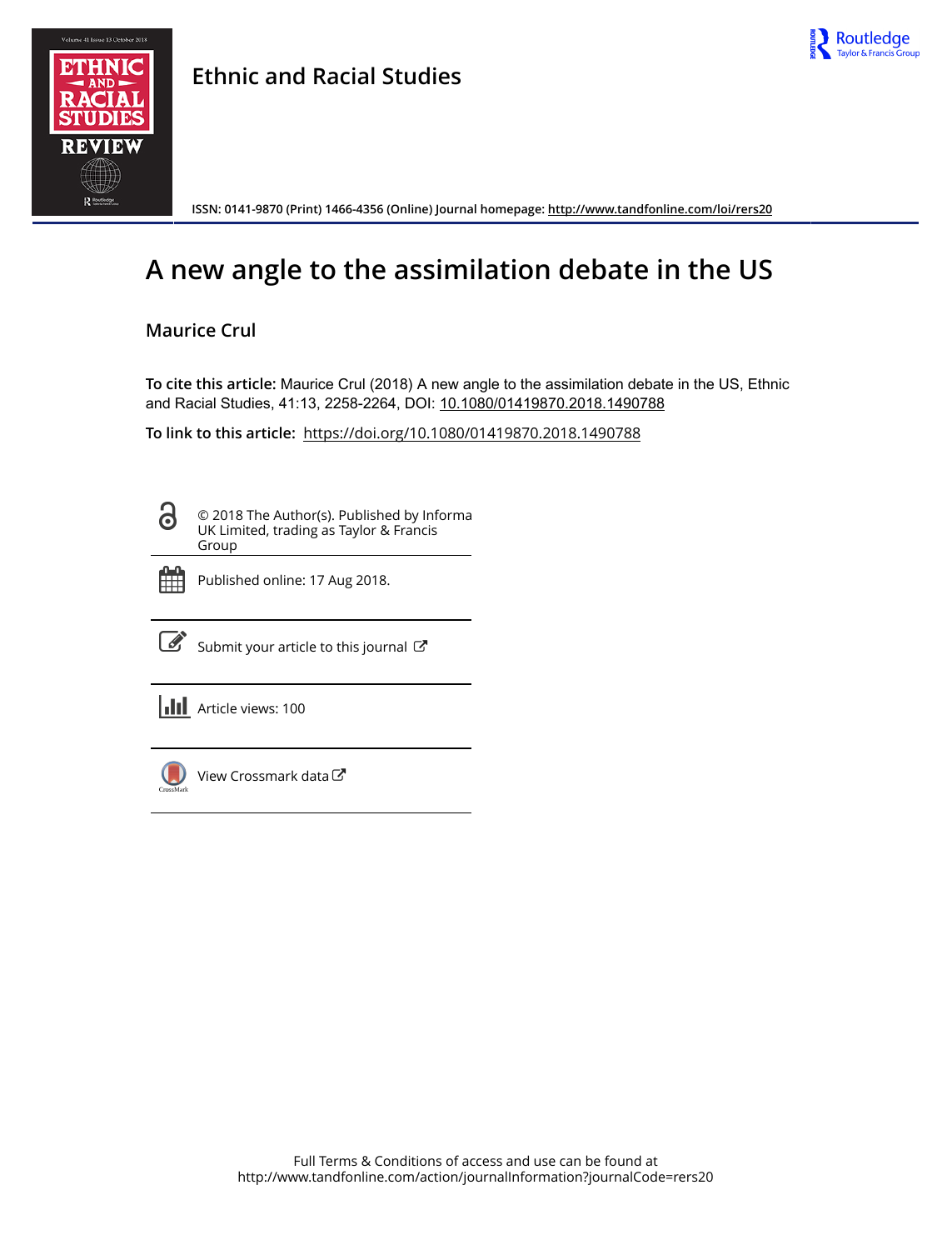**Ethnic and Racial Studies**

ISSN: 0141-9870 (Print) 1466-4356 (Online) Journal homepage: http://www.tandfonline.com/loi/rers20

# A new angle to the assimilation debate in the US

**Maurice Crul**

**To cite this article:** Maurice Crul (2018) A new angle to the assimilation debate in the US, Ethnic and Racial Studies, 41:13, 2258-2264, DOI: 10.1080/01419870.2018.1490788

**To link to this article:** https://doi.org/10.1080/01419870.2018.1490788

© 2018 The Author(s). Published by Informa UK Limited, trading as Taylor & Francis Group

Published online: 17 Aug 2018.

Submit your article to this journal

Article views: 100

View Crossmark data

Full Terms & Conditions of access and use can be found at
http://www.tandfonline.com/action/journalInformation?journalCode=rers20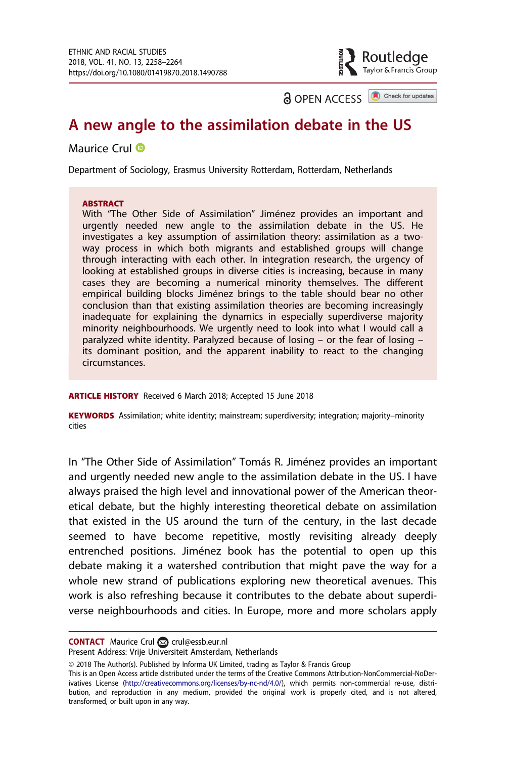# A new angle to the assimilation debate in the US

Maurice Crul

Department of Sociology, Erasmus University Rotterdam, Rotterdam, Netherlands

**ABSTRACT**

With "The Other Side of Assimilation" Jiménez provides an important and urgently needed new angle to the assimilation debate in the US. He investigates a key assumption of assimilation theory: assimilation as a two-way process in which both migrants and established groups will change through interacting with each other. In integration research, the urgency of looking at established groups in diverse cities is increasing, because in many cases they are becoming a numerical minority themselves. The different empirical building blocks Jiménez brings to the table should bear no other conclusion than that existing assimilation theories are becoming increasingly inadequate for explaining the dynamics in especially superdiverse majority minority neighbourhoods. We urgently need to look into what I would call a paralyzed white identity. Paralyzed because of losing – or the fear of losing – its dominant position, and the apparent inability to react to the changing circumstances.

**ARTICLE HISTORY** Received 6 March 2018; Accepted 15 June 2018

**KEYWORDS** Assimilation; white identity; mainstream; superdiversity; integration; majority–minority cities

In "The Other Side of Assimilation" Tomás R. Jiménez provides an important and urgently needed new angle to the assimilation debate in the US. I have always praised the high level and innovational power of the American theoretical debate, but the highly interesting theoretical debate on assimilation that existed in the US around the turn of the century, in the last decade seemed to have become repetitive, mostly revisiting already deeply entrenched positions. Jiménez book has the potential to open up this debate making it a watershed contribution that might pave the way for a whole new strand of publications exploring new theoretical avenues. This work is also refreshing because it contributes to the debate about superdiverse neighbourhoods and cities. In Europe, more and more scholars apply

**CONTACT** Maurice Crul crul@essb.eur.nl
Present Address: Vrije Universiteit Amsterdam, Netherlands

© 2018 The Author(s). Published by Informa UK Limited, trading as Taylor & Francis Group
This is an Open Access article distributed under the terms of the Creative Commons Attribution-NonCommercial-NoDerivatives License (http://creativecommons.org/licenses/by-nc-nd/4.0/), which permits non-commercial re-use, distribution, and reproduction in any medium, provided the original work is properly cited, and is not altered, transformed, or built upon in any way.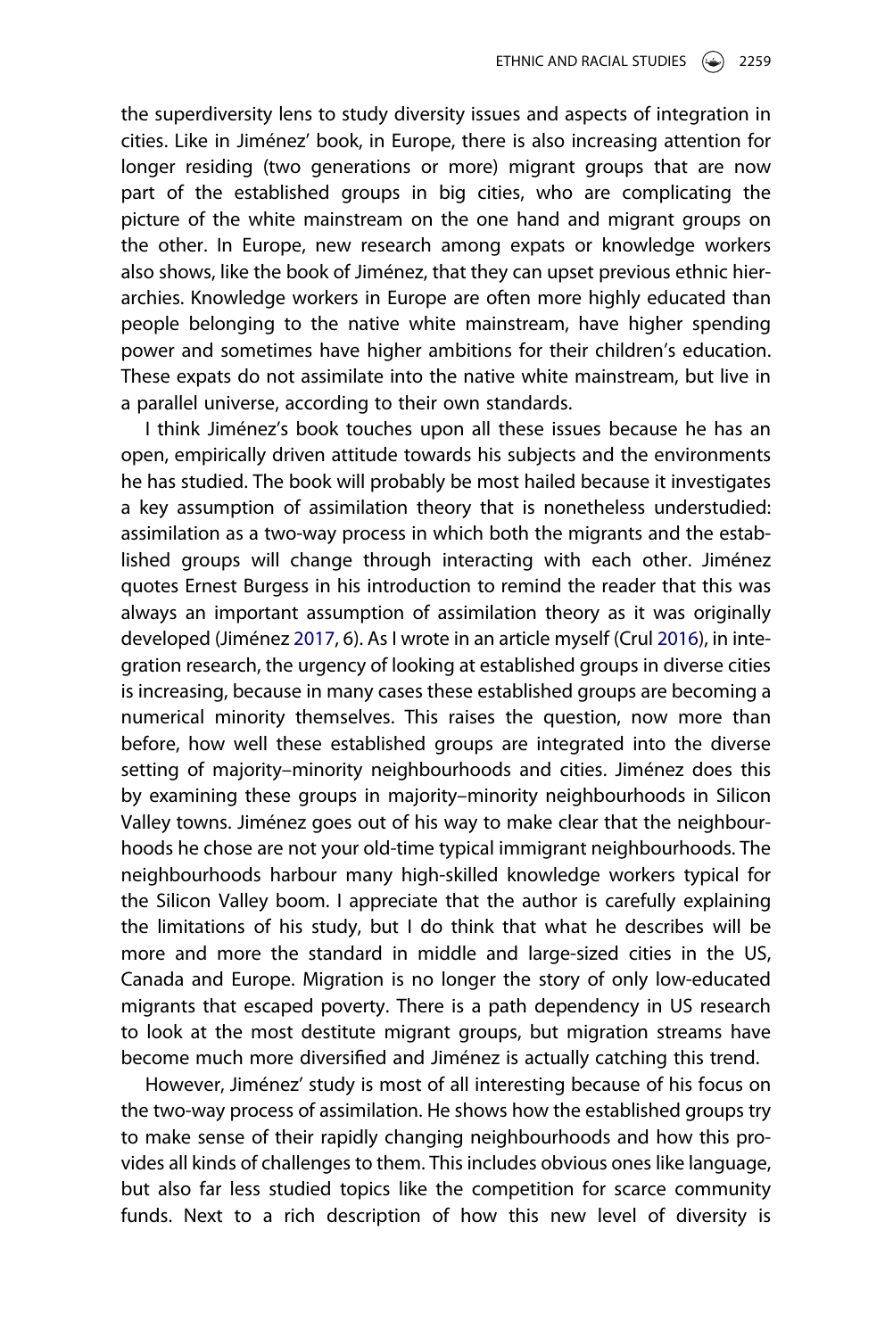the superdiversity lens to study diversity issues and aspects of integration in cities. Like in Jiménez' book, in Europe, there is also increasing attention for longer residing (two generations or more) migrant groups that are now part of the established groups in big cities, who are complicating the picture of the white mainstream on the one hand and migrant groups on the other. In Europe, new research among expats or knowledge workers also shows, like the book of Jiménez, that they can upset previous ethnic hierarchies. Knowledge workers in Europe are often more highly educated than people belonging to the native white mainstream, have higher spending power and sometimes have higher ambitions for their children's education. These expats do not assimilate into the native white mainstream, but live in a parallel universe, according to their own standards.

I think Jiménez's book touches upon all these issues because he has an open, empirically driven attitude towards his subjects and the environments he has studied. The book will probably be most hailed because it investigates a key assumption of assimilation theory that is nonetheless understudied: assimilation as a two-way process in which both the migrants and the established groups will change through interacting with each other. Jiménez quotes Ernest Burgess in his introduction to remind the reader that this was always an important assumption of assimilation theory as it was originally developed (Jiménez 2017, 6). As I wrote in an article myself (Crul 2016), in integration research, the urgency of looking at established groups in diverse cities is increasing, because in many cases these established groups are becoming a numerical minority themselves. This raises the question, now more than before, how well these established groups are integrated into the diverse setting of majority–minority neighbourhoods and cities. Jiménez does this by examining these groups in majority–minority neighbourhoods in Silicon Valley towns. Jiménez goes out of his way to make clear that the neighbourhoods he chose are not your old-time typical immigrant neighbourhoods. The neighbourhoods harbour many high-skilled knowledge workers typical for the Silicon Valley boom. I appreciate that the author is carefully explaining the limitations of his study, but I do think that what he describes will be more and more the standard in middle and large-sized cities in the US, Canada and Europe. Migration is no longer the story of only low-educated migrants that escaped poverty. There is a path dependency in US research to look at the most destitute migrant groups, but migration streams have become much more diversified and Jiménez is actually catching this trend.

However, Jiménez' study is most of all interesting because of his focus on the two-way process of assimilation. He shows how the established groups try to make sense of their rapidly changing neighbourhoods and how this provides all kinds of challenges to them. This includes obvious ones like language, but also far less studied topics like the competition for scarce community funds. Next to a rich description of how this new level of diversity is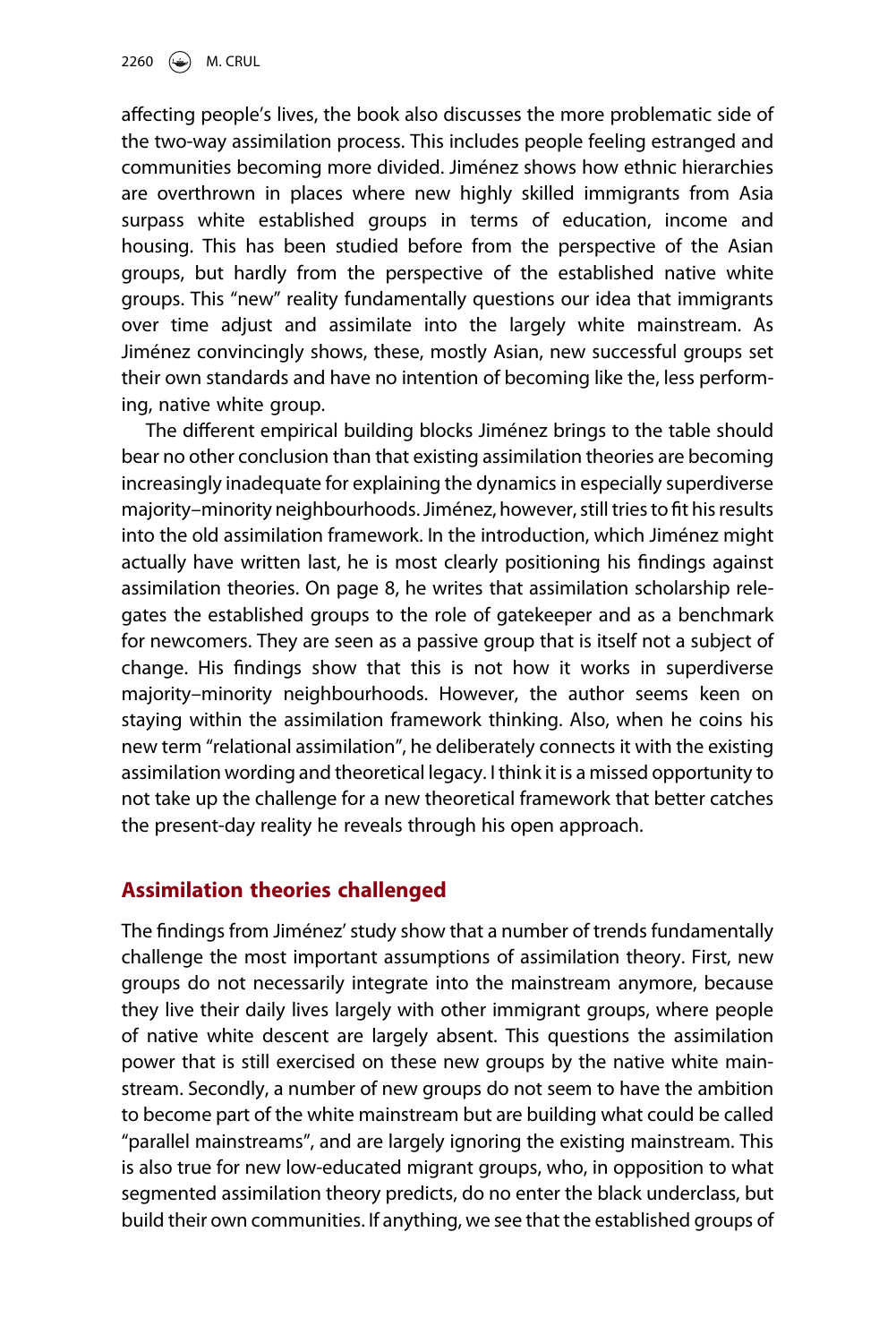affecting people's lives, the book also discusses the more problematic side of the two-way assimilation process. This includes people feeling estranged and communities becoming more divided. Jiménez shows how ethnic hierarchies are overthrown in places where new highly skilled immigrants from Asia surpass white established groups in terms of education, income and housing. This has been studied before from the perspective of the Asian groups, but hardly from the perspective of the established native white groups. This "new" reality fundamentally questions our idea that immigrants over time adjust and assimilate into the largely white mainstream. As Jiménez convincingly shows, these, mostly Asian, new successful groups set their own standards and have no intention of becoming like the, less performing, native white group.

The different empirical building blocks Jiménez brings to the table should bear no other conclusion than that existing assimilation theories are becoming increasingly inadequate for explaining the dynamics in especially superdiverse majority–minority neighbourhoods. Jiménez, however, still tries to fit his results into the old assimilation framework. In the introduction, which Jiménez might actually have written last, he is most clearly positioning his findings against assimilation theories. On page 8, he writes that assimilation scholarship relegates the established groups to the role of gatekeeper and as a benchmark for newcomers. They are seen as a passive group that is itself not a subject of change. His findings show that this is not how it works in superdiverse majority–minority neighbourhoods. However, the author seems keen on staying within the assimilation framework thinking. Also, when he coins his new term "relational assimilation", he deliberately connects it with the existing assimilation wording and theoretical legacy. I think it is a missed opportunity to not take up the challenge for a new theoretical framework that better catches the present-day reality he reveals through his open approach.

## Assimilation theories challenged

The findings from Jiménez' study show that a number of trends fundamentally challenge the most important assumptions of assimilation theory. First, new groups do not necessarily integrate into the mainstream anymore, because they live their daily lives largely with other immigrant groups, where people of native white descent are largely absent. This questions the assimilation power that is still exercised on these new groups by the native white mainstream. Secondly, a number of new groups do not seem to have the ambition to become part of the white mainstream but are building what could be called "parallel mainstreams", and are largely ignoring the existing mainstream. This is also true for new low-educated migrant groups, who, in opposition to what segmented assimilation theory predicts, do no enter the black underclass, but build their own communities. If anything, we see that the established groups of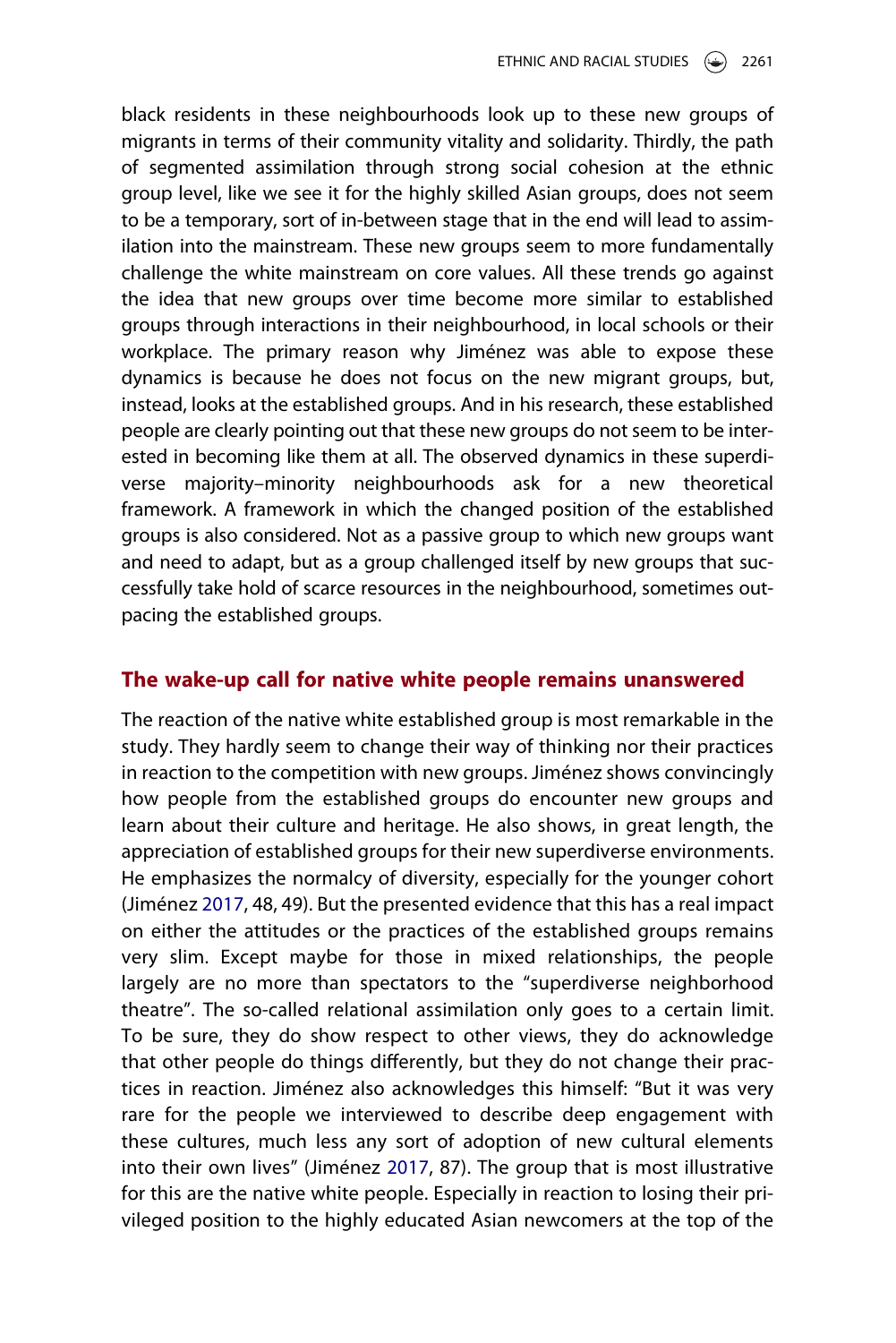black residents in these neighbourhoods look up to these new groups of migrants in terms of their community vitality and solidarity. Thirdly, the path of segmented assimilation through strong social cohesion at the ethnic group level, like we see it for the highly skilled Asian groups, does not seem to be a temporary, sort of in-between stage that in the end will lead to assimilation into the mainstream. These new groups seem to more fundamentally challenge the white mainstream on core values. All these trends go against the idea that new groups over time become more similar to established groups through interactions in their neighbourhood, in local schools or their workplace. The primary reason why Jiménez was able to expose these dynamics is because he does not focus on the new migrant groups, but, instead, looks at the established groups. And in his research, these established people are clearly pointing out that these new groups do not seem to be interested in becoming like them at all. The observed dynamics in these superdiverse majority–minority neighbourhoods ask for a new theoretical framework. A framework in which the changed position of the established groups is also considered. Not as a passive group to which new groups want and need to adapt, but as a group challenged itself by new groups that successfully take hold of scarce resources in the neighbourhood, sometimes outpacing the established groups.

## The wake-up call for native white people remains unanswered

The reaction of the native white established group is most remarkable in the study. They hardly seem to change their way of thinking nor their practices in reaction to the competition with new groups. Jiménez shows convincingly how people from the established groups do encounter new groups and learn about their culture and heritage. He also shows, in great length, the appreciation of established groups for their new superdiverse environments. He emphasizes the normalcy of diversity, especially for the younger cohort (Jiménez 2017, 48, 49). But the presented evidence that this has a real impact on either the attitudes or the practices of the established groups remains very slim. Except maybe for those in mixed relationships, the people largely are no more than spectators to the "superdiverse neighborhood theatre". The so-called relational assimilation only goes to a certain limit. To be sure, they do show respect to other views, they do acknowledge that other people do things differently, but they do not change their practices in reaction. Jiménez also acknowledges this himself: "But it was very rare for the people we interviewed to describe deep engagement with these cultures, much less any sort of adoption of new cultural elements into their own lives" (Jiménez 2017, 87). The group that is most illustrative for this are the native white people. Especially in reaction to losing their privileged position to the highly educated Asian newcomers at the top of the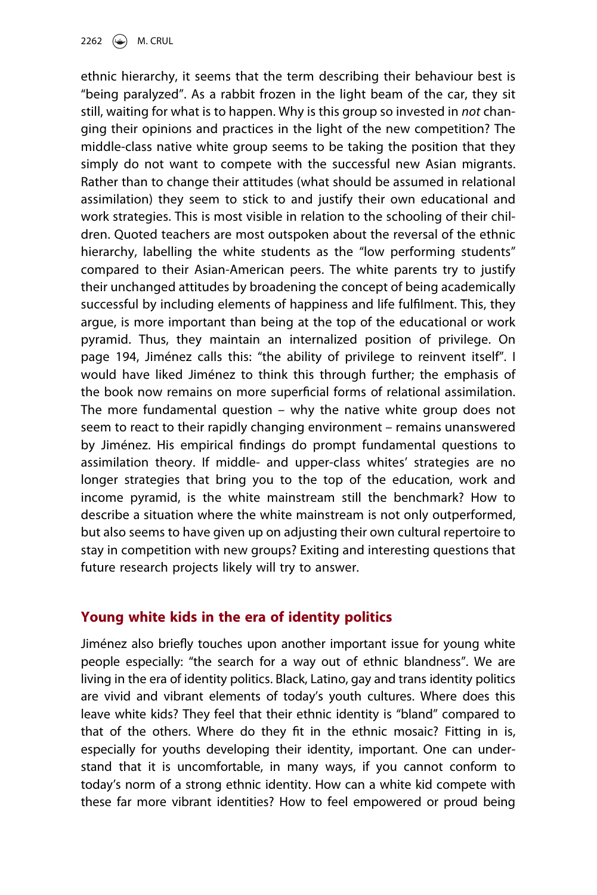ethnic hierarchy, it seems that the term describing their behaviour best is "being paralyzed". As a rabbit frozen in the light beam of the car, they sit still, waiting for what is to happen. Why is this group so invested in *not* changing their opinions and practices in the light of the new competition? The middle-class native white group seems to be taking the position that they simply do not want to compete with the successful new Asian migrants. Rather than to change their attitudes (what should be assumed in relational assimilation) they seem to stick to and justify their own educational and work strategies. This is most visible in relation to the schooling of their children. Quoted teachers are most outspoken about the reversal of the ethnic hierarchy, labelling the white students as the "low performing students" compared to their Asian-American peers. The white parents try to justify their unchanged attitudes by broadening the concept of being academically successful by including elements of happiness and life fulfilment. This, they argue, is more important than being at the top of the educational or work pyramid. Thus, they maintain an internalized position of privilege. On page 194, Jiménez calls this: "the ability of privilege to reinvent itself". I would have liked Jiménez to think this through further; the emphasis of the book now remains on more superficial forms of relational assimilation. The more fundamental question – why the native white group does not seem to react to their rapidly changing environment – remains unanswered by Jiménez. His empirical findings do prompt fundamental questions to assimilation theory. If middle- and upper-class whites' strategies are no longer strategies that bring you to the top of the education, work and income pyramid, is the white mainstream still the benchmark? How to describe a situation where the white mainstream is not only outperformed, but also seems to have given up on adjusting their own cultural repertoire to stay in competition with new groups? Exiting and interesting questions that future research projects likely will try to answer.

## Young white kids in the era of identity politics

Jiménez also briefly touches upon another important issue for young white people especially: "the search for a way out of ethnic blandness". We are living in the era of identity politics. Black, Latino, gay and trans identity politics are vivid and vibrant elements of today's youth cultures. Where does this leave white kids? They feel that their ethnic identity is "bland" compared to that of the others. Where do they fit in the ethnic mosaic? Fitting in is, especially for youths developing their identity, important. One can understand that it is uncomfortable, in many ways, if you cannot conform to today's norm of a strong ethnic identity. How can a white kid compete with these far more vibrant identities? How to feel empowered or proud being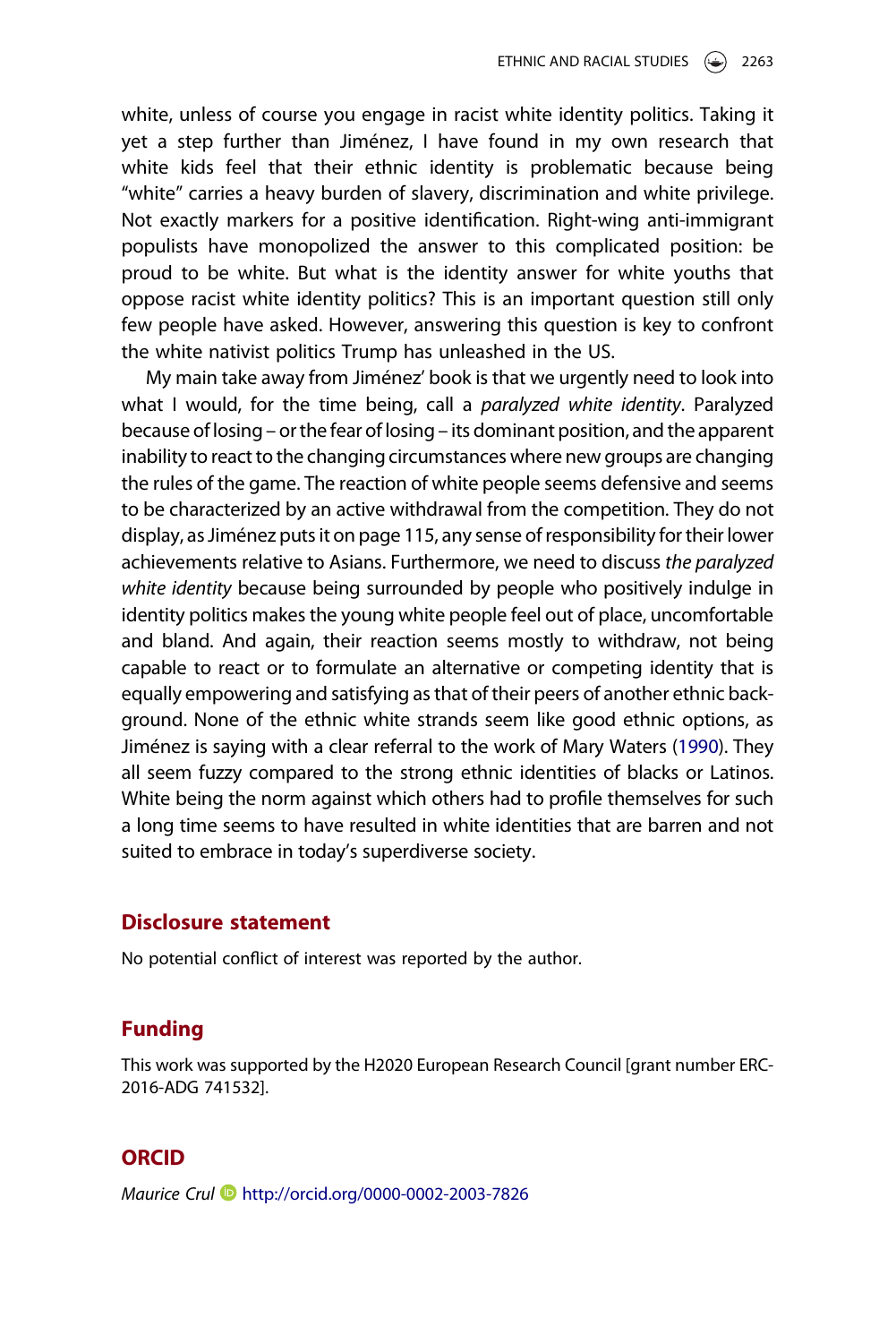white, unless of course you engage in racist white identity politics. Taking it yet a step further than Jiménez, I have found in my own research that white kids feel that their ethnic identity is problematic because being "white" carries a heavy burden of slavery, discrimination and white privilege. Not exactly markers for a positive identification. Right-wing anti-immigrant populists have monopolized the answer to this complicated position: be proud to be white. But what is the identity answer for white youths that oppose racist white identity politics? This is an important question still only few people have asked. However, answering this question is key to confront the white nativist politics Trump has unleashed in the US.

My main take away from Jiménez' book is that we urgently need to look into what I would, for the time being, call a *paralyzed white identity*. Paralyzed because of losing – or the fear of losing – its dominant position, and the apparent inability to react to the changing circumstances where new groups are changing the rules of the game. The reaction of white people seems defensive and seems to be characterized by an active withdrawal from the competition. They do not display, as Jiménez puts it on page 115, any sense of responsibility for their lower achievements relative to Asians. Furthermore, we need to discuss *the paralyzed white identity* because being surrounded by people who positively indulge in identity politics makes the young white people feel out of place, uncomfortable and bland. And again, their reaction seems mostly to withdraw, not being capable to react or to formulate an alternative or competing identity that is equally empowering and satisfying as that of their peers of another ethnic background. None of the ethnic white strands seem like good ethnic options, as Jiménez is saying with a clear referral to the work of Mary Waters (1990). They all seem fuzzy compared to the strong ethnic identities of blacks or Latinos. White being the norm against which others had to profile themselves for such a long time seems to have resulted in white identities that are barren and not suited to embrace in today's superdiverse society.

## Disclosure statement

No potential conflict of interest was reported by the author.

## Funding

This work was supported by the H2020 European Research Council [grant number ERC-2016-ADG 741532].

## ORCID

*Maurice Crul* http://orcid.org/0000-0002-2003-7826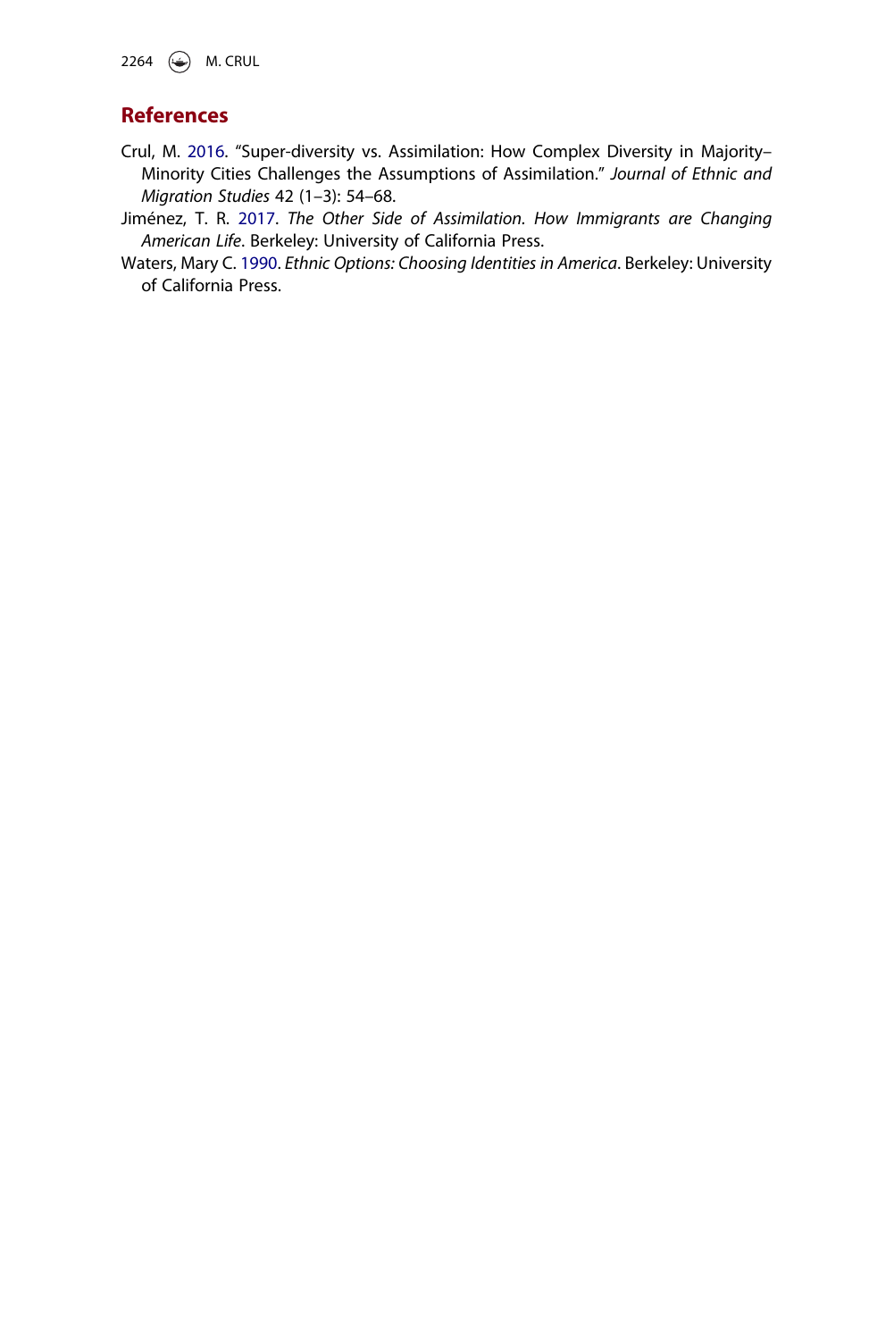## References

Crul, M. 2016. "Super-diversity vs. Assimilation: How Complex Diversity in Majority–Minority Cities Challenges the Assumptions of Assimilation." *Journal of Ethnic and Migration Studies* 42 (1–3): 54–68.

Jiménez, T. R. 2017. *The Other Side of Assimilation. How Immigrants are Changing American Life*. Berkeley: University of California Press.

Waters, Mary C. 1990. *Ethnic Options: Choosing Identities in America*. Berkeley: University of California Press.